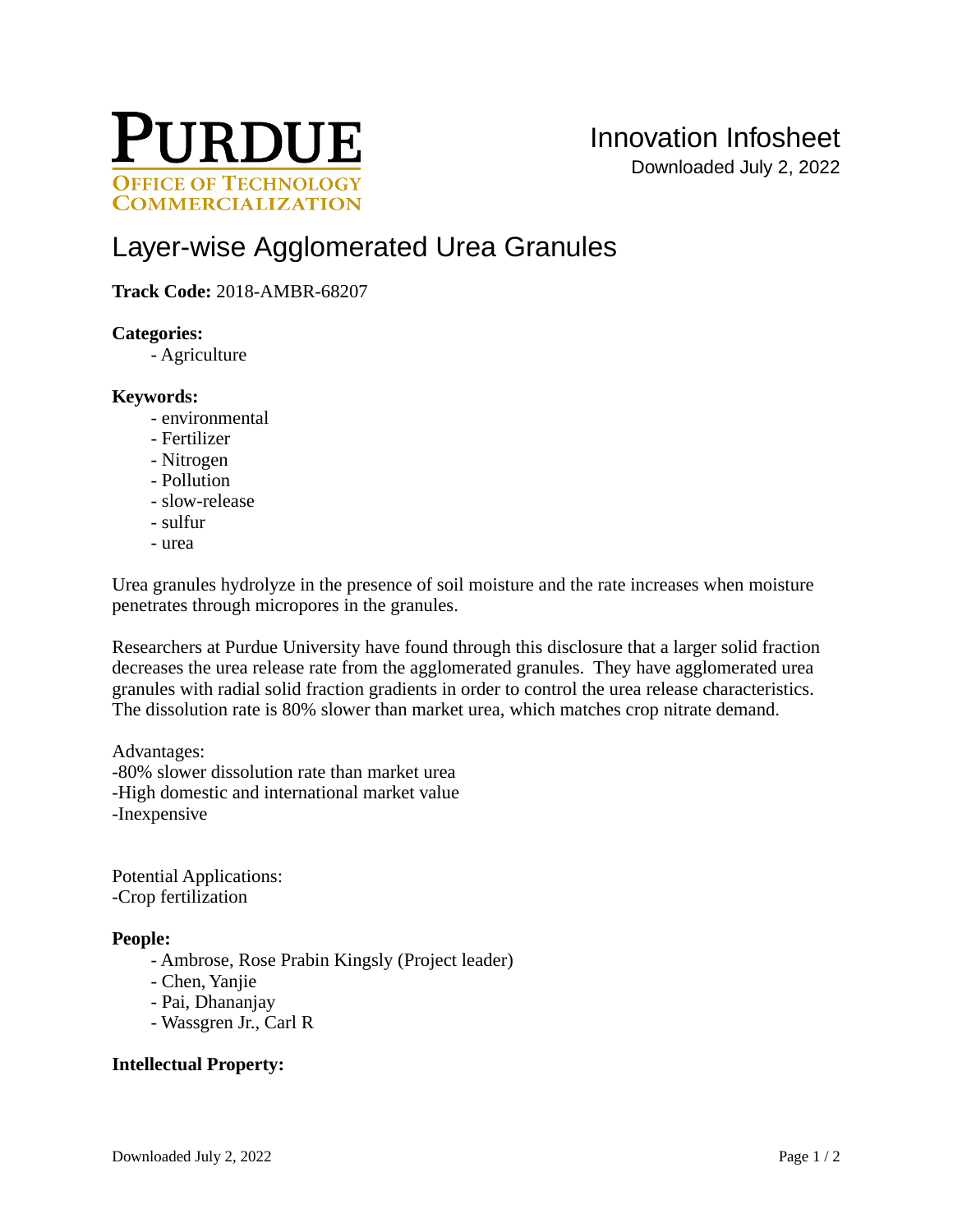# Layer-wise Agglomerated Urea Granules

**Track Code:** 2018-AMBR-68207

**Categories:**

- Agriculture

**Keywords:**

- environmental
- Fertilizer
- Nitrogen
- Pollution
- slow-release
- sulfur
- urea

Urea granules hydrolyze in the presence of soil moisture and the rate increases when moisture penetrates through micropores in the granules.

Researchers at Purdue University have found through this disclosure that a larger solid fraction decreases the urea release rate from the agglomerated granules. They have agglomerated urea granules with radial solid fraction gradients in order to control the urea release characteristics. The dissolution rate is 80% slower than market urea, which matches crop nitrate demand.

Advantages:
-80% slower dissolution rate than market urea
-High domestic and international market value
-Inexpensive

Potential Applications:
-Crop fertilization

**People:**

- Ambrose, Rose Prabin Kingsly (Project leader)
- Chen, Yanjie
- Pai, Dhananjay
- Wassgren Jr., Carl R

**Intellectual Property:**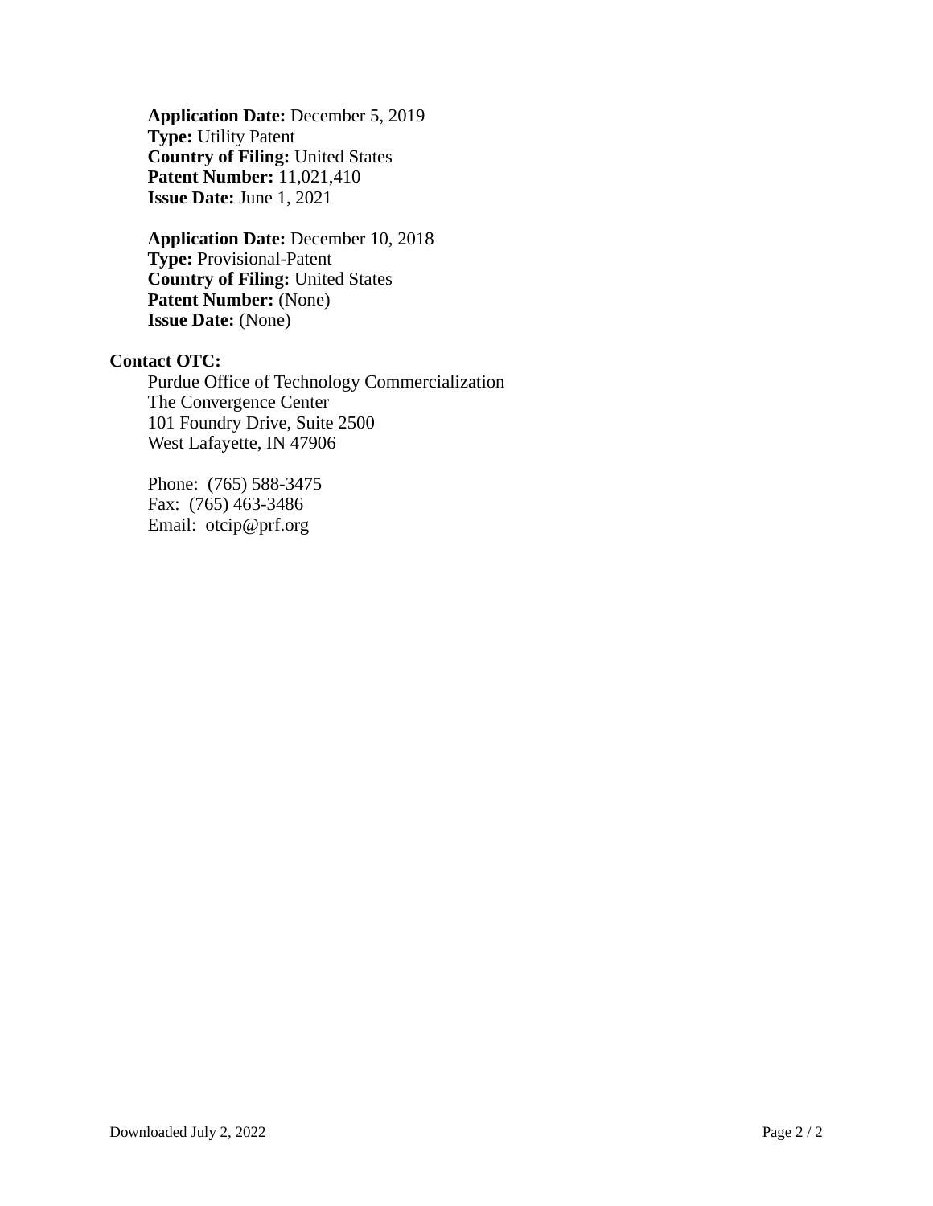**Application Date:** December 5, 2019
**Type:** Utility Patent
**Country of Filing:** United States
**Patent Number:** 11,021,410
**Issue Date:** June 1, 2021

**Application Date:** December 10, 2018
**Type:** Provisional-Patent
**Country of Filing:** United States
**Patent Number:** (None)
**Issue Date:** (None)

**Contact OTC:**

Purdue Office of Technology Commercialization
The Convergence Center
101 Foundry Drive, Suite 2500
West Lafayette, IN 47906

Phone: (765) 588-3475
Fax: (765) 463-3486
Email: otcip@prf.org

Downloaded July 2, 2022